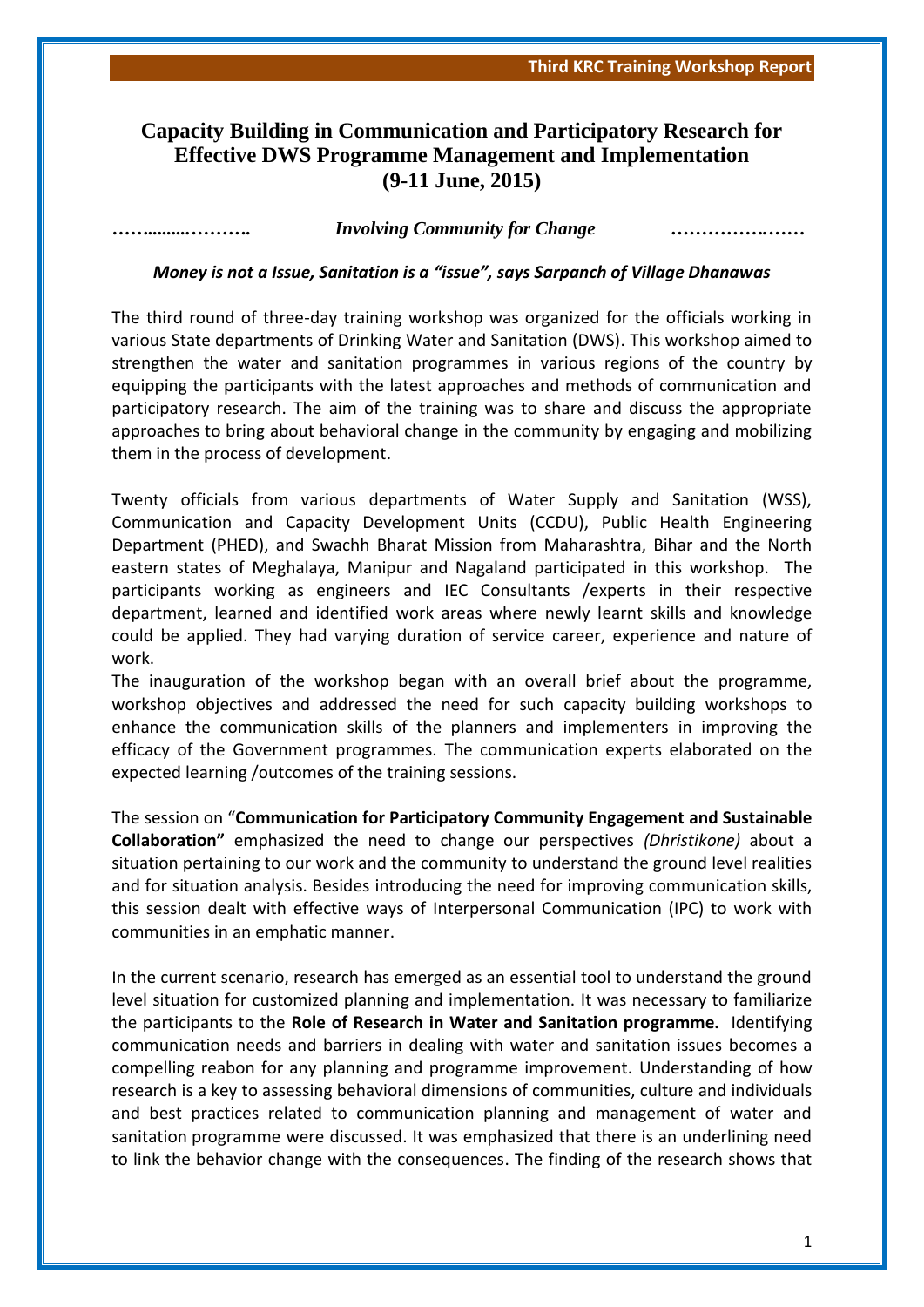# Capacity Building in Communication and Participatory Research for Effective DWS Programme Management and Implementation (9-11 June, 2015)

……........………. *Involving Community for Change* ……………….……

***Money is not a Issue, Sanitation is a "issue", says Sarpanch of Village Dhanawas***

The third round of three-day training workshop was organized for the officials working in various State departments of Drinking Water and Sanitation (DWS). This workshop aimed to strengthen the water and sanitation programmes in various regions of the country by equipping the participants with the latest approaches and methods of communication and participatory research. The aim of the training was to share and discuss the appropriate approaches to bring about behavioral change in the community by engaging and mobilizing them in the process of development.

Twenty officials from various departments of Water Supply and Sanitation (WSS), Communication and Capacity Development Units (CCDU), Public Health Engineering Department (PHED), and Swachh Bharat Mission from Maharashtra, Bihar and the North eastern states of Meghalaya, Manipur and Nagaland participated in this workshop. The participants working as engineers and IEC Consultants /experts in their respective department, learned and identified work areas where newly learnt skills and knowledge could be applied. They had varying duration of service career, experience and nature of work.

The inauguration of the workshop began with an overall brief about the programme, workshop objectives and addressed the need for such capacity building workshops to enhance the communication skills of the planners and implementers in improving the efficacy of the Government programmes. The communication experts elaborated on the expected learning /outcomes of the training sessions.

The session on "**Communication for Participatory Community Engagement and Sustainable Collaboration"** emphasized the need to change our perspectives *(Dhristikone)* about a situation pertaining to our work and the community to understand the ground level realities and for situation analysis. Besides introducing the need for improving communication skills, this session dealt with effective ways of Interpersonal Communication (IPC) to work with communities in an emphatic manner.

In the current scenario, research has emerged as an essential tool to understand the ground level situation for customized planning and implementation. It was necessary to familiarize the participants to the **Role of Research in Water and Sanitation programme.** Identifying communication needs and barriers in dealing with water and sanitation issues becomes a compelling reabon for any planning and programme improvement. Understanding of how research is a key to assessing behavioral dimensions of communities, culture and individuals and best practices related to communication planning and management of water and sanitation programme were discussed. It was emphasized that there is an underlining need to link the behavior change with the consequences. The finding of the research shows that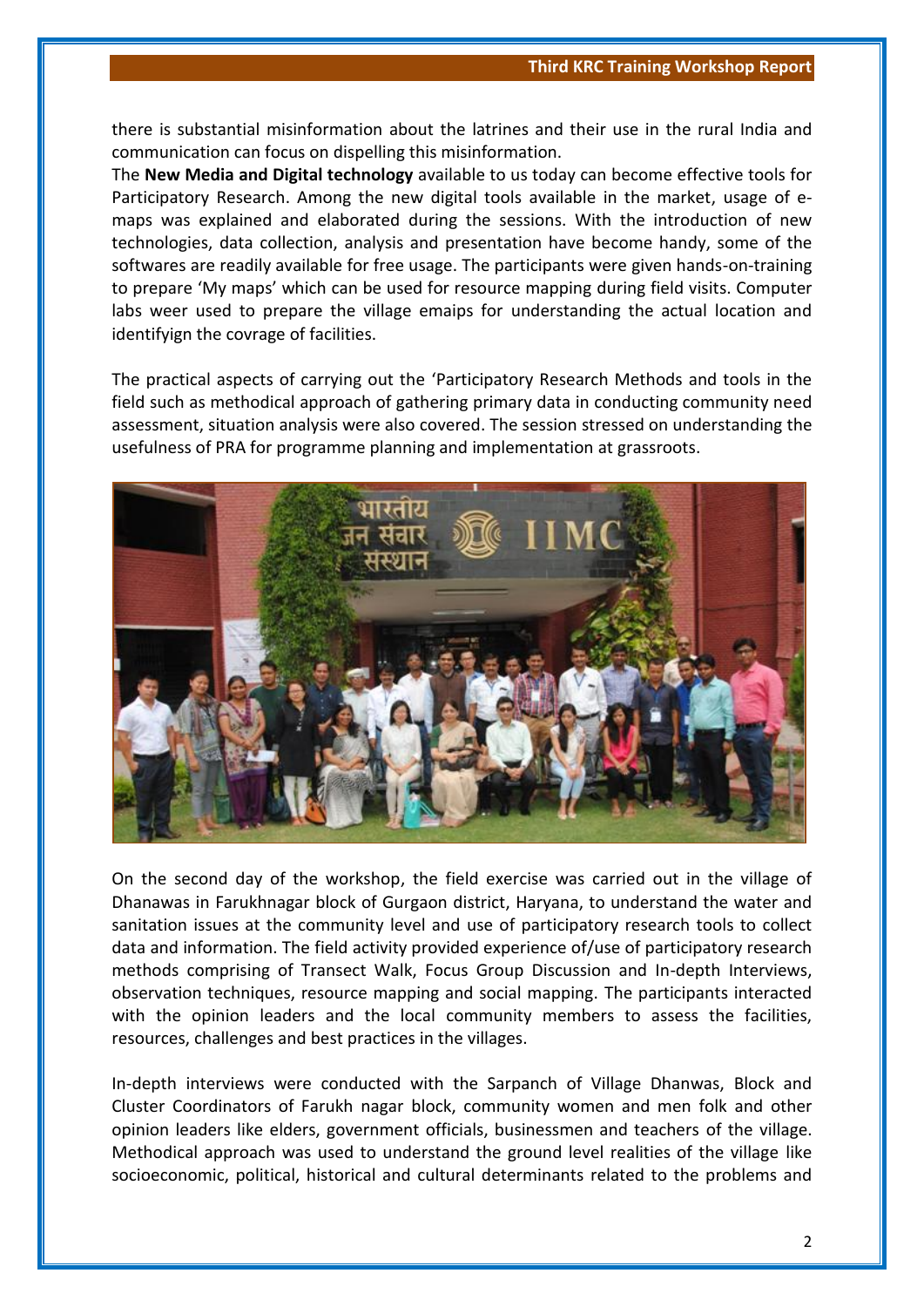there is substantial misinformation about the latrines and their use in the rural India and communication can focus on dispelling this misinformation.

The **New Media and Digital technology** available to us today can become effective tools for Participatory Research. Among the new digital tools available in the market, usage of e-maps was explained and elaborated during the sessions. With the introduction of new technologies, data collection, analysis and presentation have become handy, some of the softwares are readily available for free usage. The participants were given hands-on-training to prepare 'My maps' which can be used for resource mapping during field visits. Computer labs weer used to prepare the village emaips for understanding the actual location and identifyign the covrage of facilities.

The practical aspects of carrying out the 'Participatory Research Methods and tools in the field such as methodical approach of gathering primary data in conducting community need assessment, situation analysis were also covered. The session stressed on understanding the usefulness of PRA for programme planning and implementation at grassroots.

On the second day of the workshop, the field exercise was carried out in the village of Dhanawas in Farukhnagar block of Gurgaon district, Haryana, to understand the water and sanitation issues at the community level and use of participatory research tools to collect data and information. The field activity provided experience of/use of participatory research methods comprising of Transect Walk, Focus Group Discussion and In-depth Interviews, observation techniques, resource mapping and social mapping. The participants interacted with the opinion leaders and the local community members to assess the facilities, resources, challenges and best practices in the villages.

In-depth interviews were conducted with the Sarpanch of Village Dhanwas, Block and Cluster Coordinators of Farukh nagar block, community women and men folk and other opinion leaders like elders, government officials, businessmen and teachers of the village. Methodical approach was used to understand the ground level realities of the village like socioeconomic, political, historical and cultural determinants related to the problems and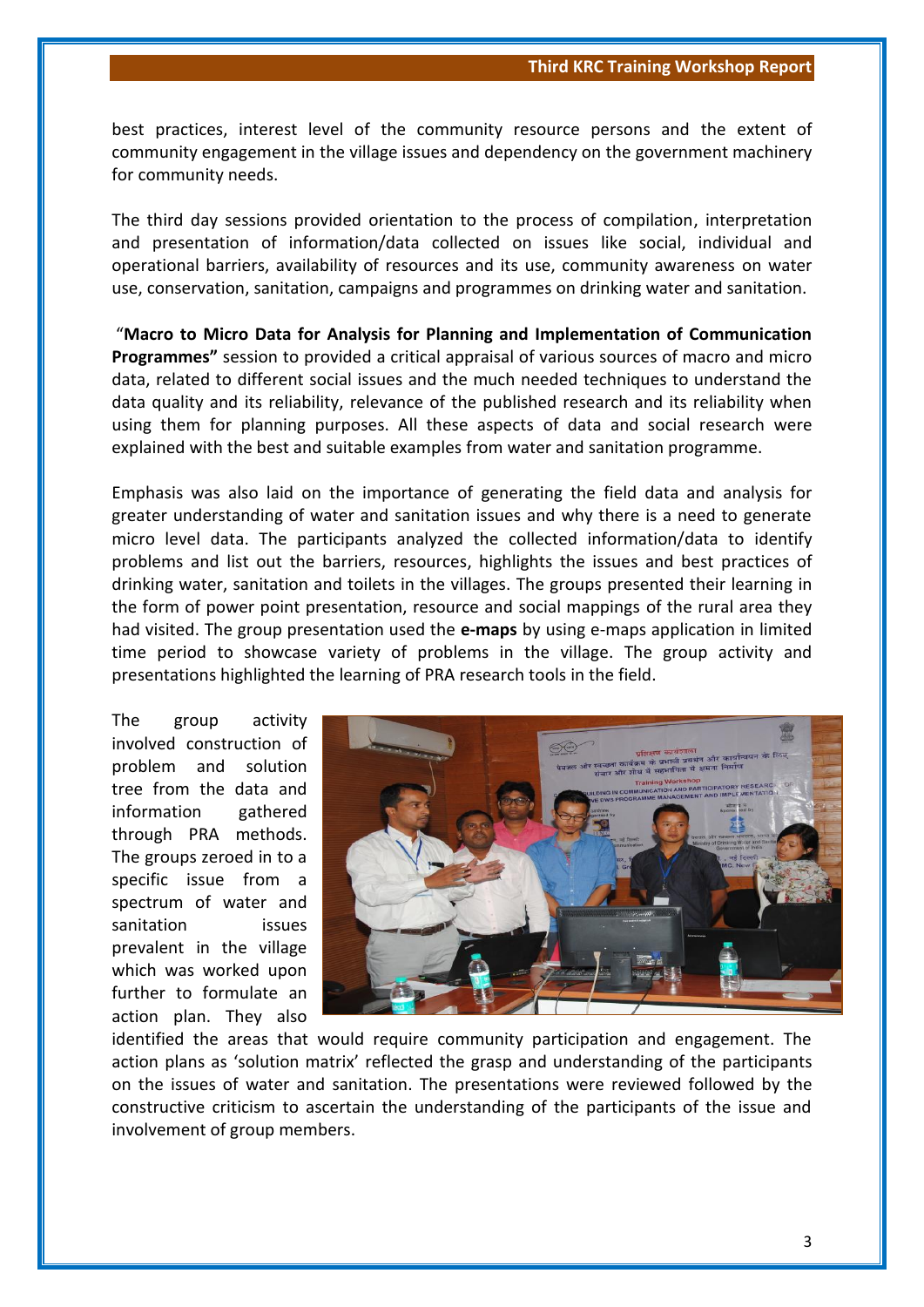best practices, interest level of the community resource persons and the extent of community engagement in the village issues and dependency on the government machinery for community needs.

The third day sessions provided orientation to the process of compilation, interpretation and presentation of information/data collected on issues like social, individual and operational barriers, availability of resources and its use, community awareness on water use, conservation, sanitation, campaigns and programmes on drinking water and sanitation.

"**Macro to Micro Data for Analysis for Planning and Implementation of Communication Programmes"** session to provided a critical appraisal of various sources of macro and micro data, related to different social issues and the much needed techniques to understand the data quality and its reliability, relevance of the published research and its reliability when using them for planning purposes. All these aspects of data and social research were explained with the best and suitable examples from water and sanitation programme.

Emphasis was also laid on the importance of generating the field data and analysis for greater understanding of water and sanitation issues and why there is a need to generate micro level data. The participants analyzed the collected information/data to identify problems and list out the barriers, resources, highlights the issues and best practices of drinking water, sanitation and toilets in the villages. The groups presented their learning in the form of power point presentation, resource and social mappings of the rural area they had visited. The group presentation used the **e-maps** by using e-maps application in limited time period to showcase variety of problems in the village. The group activity and presentations highlighted the learning of PRA research tools in the field.

The group activity involved construction of problem and solution tree from the data and information gathered through PRA methods. The groups zeroed in to a specific issue from a spectrum of water and sanitation issues prevalent in the village which was worked upon further to formulate an action plan. They also identified the areas that would require community participation and engagement. The action plans as 'solution matrix' reflected the grasp and understanding of the participants on the issues of water and sanitation. The presentations were reviewed followed by the constructive criticism to ascertain the understanding of the participants of the issue and involvement of group members.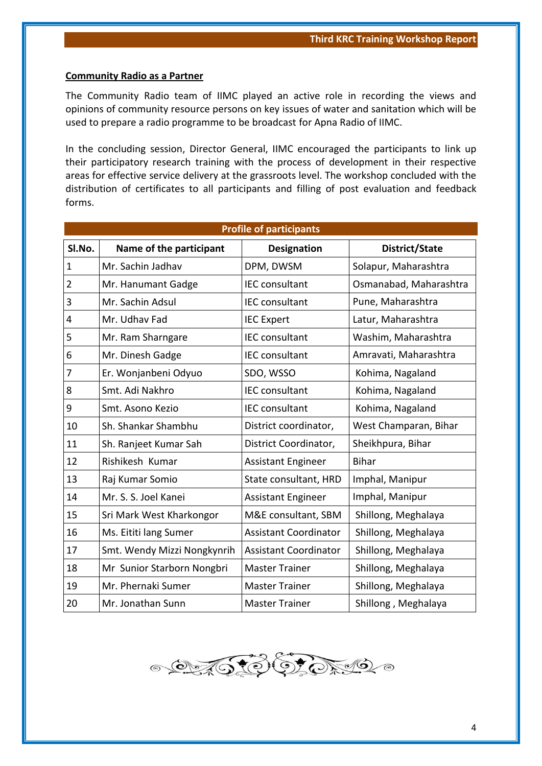**Community Radio as a Partner**

The Community Radio team of IIMC played an active role in recording the views and opinions of community resource persons on key issues of water and sanitation which will be used to prepare a radio programme to be broadcast for Apna Radio of IIMC.

In the concluding session, Director General, IIMC encouraged the participants to link up their participatory research training with the process of development in their respective areas for effective service delivery at the grassroots level. The workshop concluded with the distribution of certificates to all participants and filling of post evaluation and feedback forms.

**Profile of participants**

| Sl.No. | Name of the participant | Designation | District/State |
|---|---|---|---|
| 1 | Mr. Sachin Jadhav | DPM, DWSM | Solapur, Maharashtra |
| 2 | Mr. Hanumant Gadge | IEC consultant | Osmanabad, Maharashtra |
| 3 | Mr. Sachin Adsul | IEC consultant | Pune, Maharashtra |
| 4 | Mr. Udhav Fad | IEC Expert | Latur, Maharashtra |
| 5 | Mr. Ram Sharngare | IEC consultant | Washim, Maharashtra |
| 6 | Mr. Dinesh Gadge | IEC consultant | Amravati, Maharashtra |
| 7 | Er. Wonjanbeni Odyuo | SDO, WSSO | Kohima, Nagaland |
| 8 | Smt. Adi Nakhro | IEC consultant | Kohima, Nagaland |
| 9 | Smt. Asono Kezio | IEC consultant | Kohima, Nagaland |
| 10 | Sh. Shankar Shambhu | District coordinator, | West Champaran, Bihar |
| 11 | Sh. Ranjeet Kumar Sah | District Coordinator, | Sheikhpura, Bihar |
| 12 | Rishikesh Kumar | Assistant Engineer | Bihar |
| 13 | Raj Kumar Somio | State consultant, HRD | Imphal, Manipur |
| 14 | Mr. S. S. Joel Kanei | Assistant Engineer | Imphal, Manipur |
| 15 | Sri Mark West Kharkongor | M&E consultant, SBM | Shillong, Meghalaya |
| 16 | Ms. Eititi lang Sumer | Assistant Coordinator | Shillong, Meghalaya |
| 17 | Smt. Wendy Mizzi Nongkynrih | Assistant Coordinator | Shillong, Meghalaya |
| 18 | Mr Sunior Starborn Nongbri | Master Trainer | Shillong, Meghalaya |
| 19 | Mr. Phernaki Sumer | Master Trainer | Shillong, Meghalaya |
| 20 | Mr. Jonathan Sunn | Master Trainer | Shillong , Meghalaya |